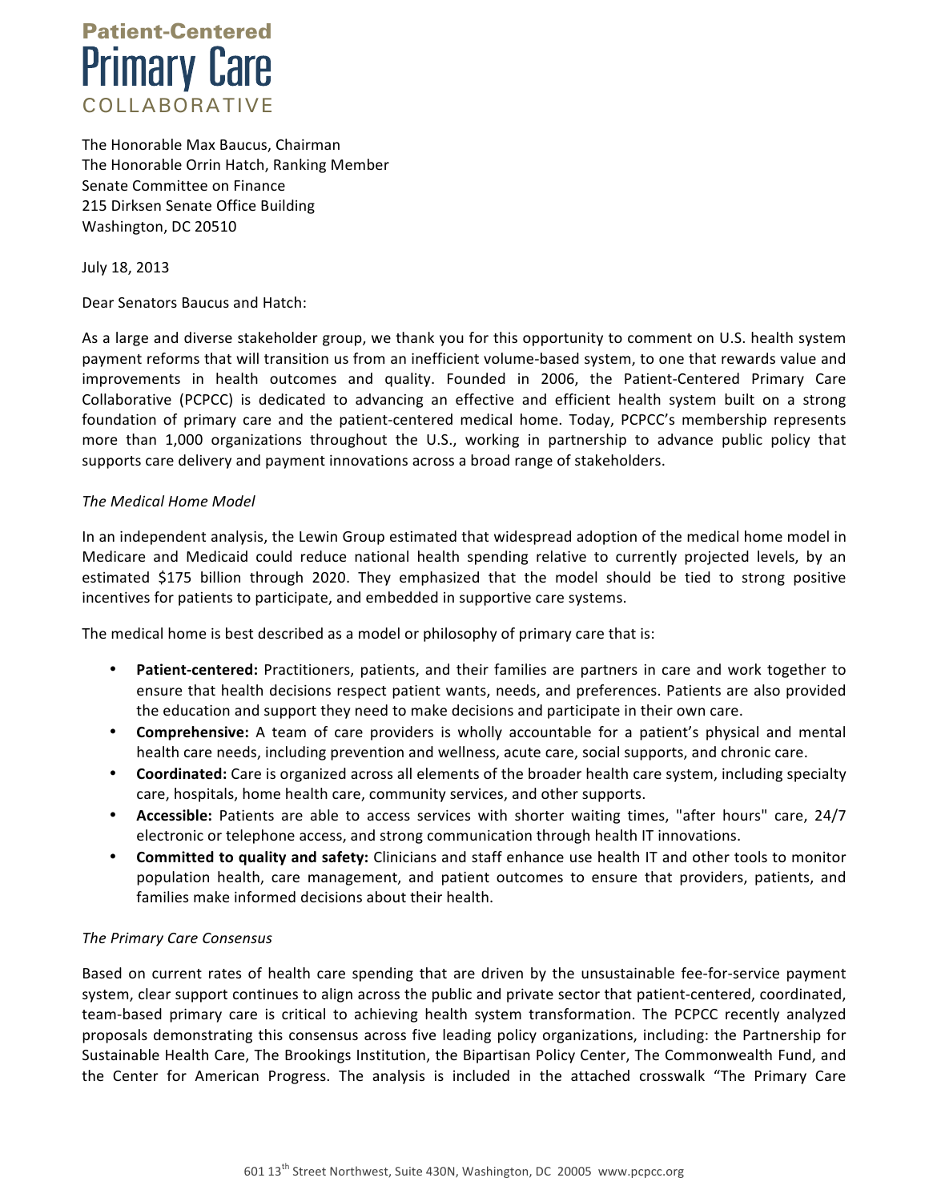# Patient-Centered Primary Care COLLABORATIVE

The Honorable Max Baucus, Chairman
The Honorable Orrin Hatch, Ranking Member
Senate Committee on Finance
215 Dirksen Senate Office Building
Washington, DC 20510

July 18, 2013

Dear Senators Baucus and Hatch:

As a large and diverse stakeholder group, we thank you for this opportunity to comment on U.S. health system payment reforms that will transition us from an inefficient volume-based system, to one that rewards value and improvements in health outcomes and quality. Founded in 2006, the Patient-Centered Primary Care Collaborative (PCPCC) is dedicated to advancing an effective and efficient health system built on a strong foundation of primary care and the patient-centered medical home. Today, PCPCC's membership represents more than 1,000 organizations throughout the U.S., working in partnership to advance public policy that supports care delivery and payment innovations across a broad range of stakeholders.

*The Medical Home Model*

In an independent analysis, the Lewin Group estimated that widespread adoption of the medical home model in Medicare and Medicaid could reduce national health spending relative to currently projected levels, by an estimated $175 billion through 2020. They emphasized that the model should be tied to strong positive incentives for patients to participate, and embedded in supportive care systems.

The medical home is best described as a model or philosophy of primary care that is:

- **Patient-centered:** Practitioners, patients, and their families are partners in care and work together to ensure that health decisions respect patient wants, needs, and preferences. Patients are also provided the education and support they need to make decisions and participate in their own care.
- **Comprehensive:** A team of care providers is wholly accountable for a patient's physical and mental health care needs, including prevention and wellness, acute care, social supports, and chronic care.
- **Coordinated:** Care is organized across all elements of the broader health care system, including specialty care, hospitals, home health care, community services, and other supports.
- **Accessible:** Patients are able to access services with shorter waiting times, "after hours" care, 24/7 electronic or telephone access, and strong communication through health IT innovations.
- **Committed to quality and safety:** Clinicians and staff enhance use health IT and other tools to monitor population health, care management, and patient outcomes to ensure that providers, patients, and families make informed decisions about their health.

*The Primary Care Consensus*

Based on current rates of health care spending that are driven by the unsustainable fee-for-service payment system, clear support continues to align across the public and private sector that patient-centered, coordinated, team-based primary care is critical to achieving health system transformation. The PCPCC recently analyzed proposals demonstrating this consensus across five leading policy organizations, including: the Partnership for Sustainable Health Care, The Brookings Institution, the Bipartisan Policy Center, The Commonwealth Fund, and the Center for American Progress. The analysis is included in the attached crosswalk "The Primary Care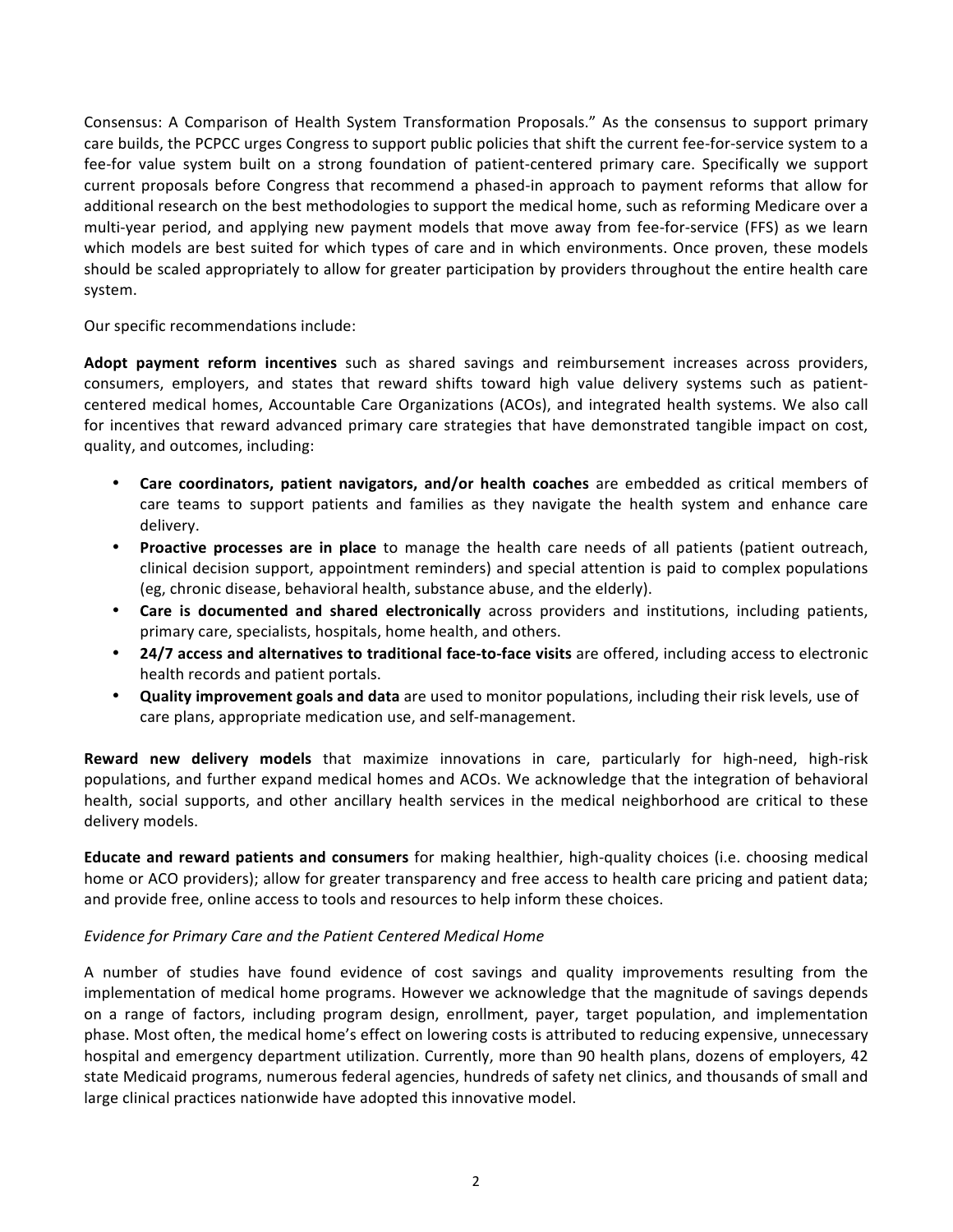Consensus: A Comparison of Health System Transformation Proposals." As the consensus to support primary care builds, the PCPCC urges Congress to support public policies that shift the current fee-for-service system to a fee-for value system built on a strong foundation of patient-centered primary care. Specifically we support current proposals before Congress that recommend a phased-in approach to payment reforms that allow for additional research on the best methodologies to support the medical home, such as reforming Medicare over a multi-year period, and applying new payment models that move away from fee-for-service (FFS) as we learn which models are best suited for which types of care and in which environments. Once proven, these models should be scaled appropriately to allow for greater participation by providers throughout the entire health care system.

Our specific recommendations include:

**Adopt payment reform incentives** such as shared savings and reimbursement increases across providers, consumers, employers, and states that reward shifts toward high value delivery systems such as patient-centered medical homes, Accountable Care Organizations (ACOs), and integrated health systems. We also call for incentives that reward advanced primary care strategies that have demonstrated tangible impact on cost, quality, and outcomes, including:

- **Care coordinators, patient navigators, and/or health coaches** are embedded as critical members of care teams to support patients and families as they navigate the health system and enhance care delivery.
- **Proactive processes are in place** to manage the health care needs of all patients (patient outreach, clinical decision support, appointment reminders) and special attention is paid to complex populations (eg, chronic disease, behavioral health, substance abuse, and the elderly).
- **Care is documented and shared electronically** across providers and institutions, including patients, primary care, specialists, hospitals, home health, and others.
- **24/7 access and alternatives to traditional face-to-face visits** are offered, including access to electronic health records and patient portals.
- **Quality improvement goals and data** are used to monitor populations, including their risk levels, use of care plans, appropriate medication use, and self-management.

**Reward new delivery models** that maximize innovations in care, particularly for high-need, high-risk populations, and further expand medical homes and ACOs. We acknowledge that the integration of behavioral health, social supports, and other ancillary health services in the medical neighborhood are critical to these delivery models.

**Educate and reward patients and consumers** for making healthier, high-quality choices (i.e. choosing medical home or ACO providers); allow for greater transparency and free access to health care pricing and patient data; and provide free, online access to tools and resources to help inform these choices.

*Evidence for Primary Care and the Patient Centered Medical Home*

A number of studies have found evidence of cost savings and quality improvements resulting from the implementation of medical home programs. However we acknowledge that the magnitude of savings depends on a range of factors, including program design, enrollment, payer, target population, and implementation phase. Most often, the medical home's effect on lowering costs is attributed to reducing expensive, unnecessary hospital and emergency department utilization. Currently, more than 90 health plans, dozens of employers, 42 state Medicaid programs, numerous federal agencies, hundreds of safety net clinics, and thousands of small and large clinical practices nationwide have adopted this innovative model.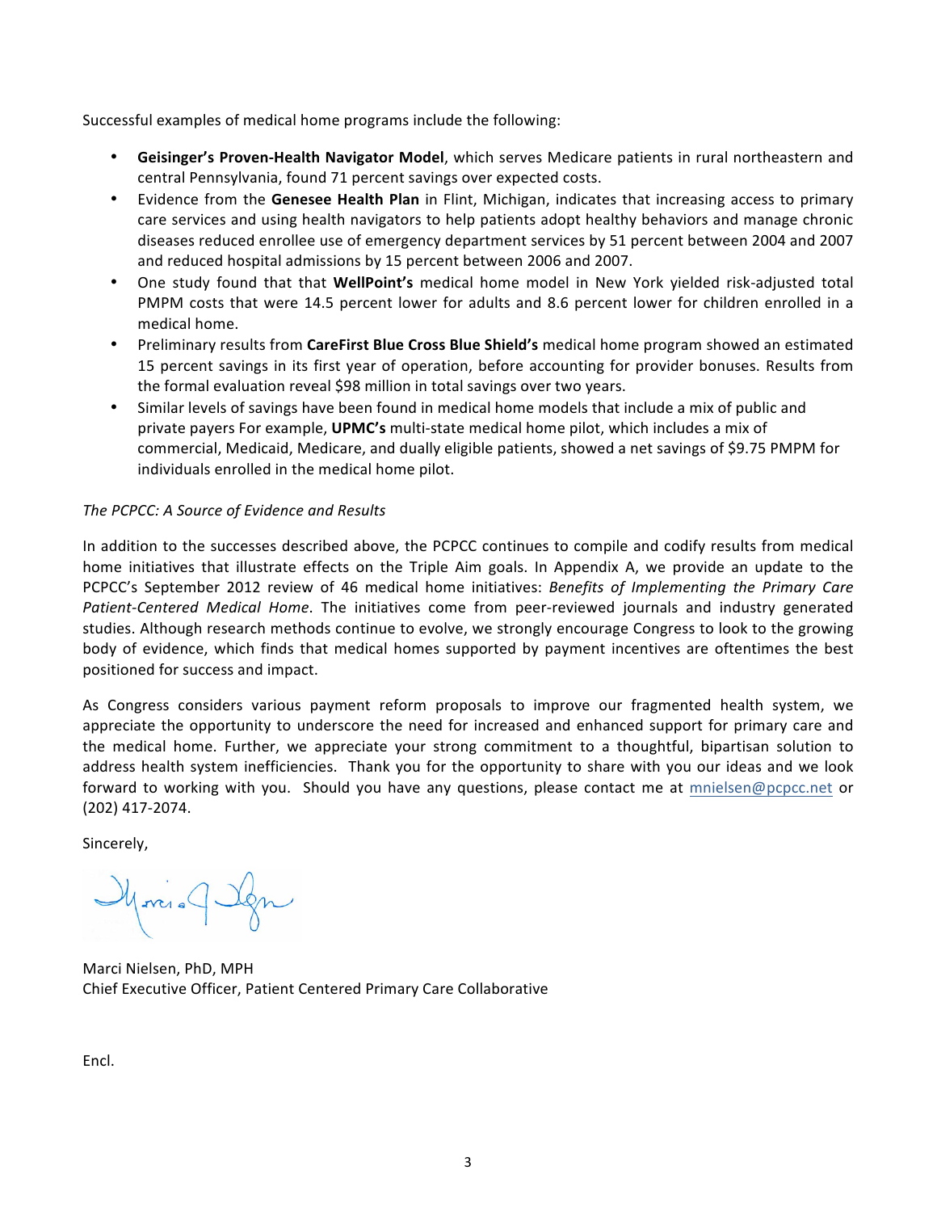Successful examples of medical home programs include the following:

- **Geisinger's Proven-Health Navigator Model**, which serves Medicare patients in rural northeastern and central Pennsylvania, found 71 percent savings over expected costs.
- Evidence from the **Genesee Health Plan** in Flint, Michigan, indicates that increasing access to primary care services and using health navigators to help patients adopt healthy behaviors and manage chronic diseases reduced enrollee use of emergency department services by 51 percent between 2004 and 2007 and reduced hospital admissions by 15 percent between 2006 and 2007.
- One study found that that **WellPoint's** medical home model in New York yielded risk-adjusted total PMPM costs that were 14.5 percent lower for adults and 8.6 percent lower for children enrolled in a medical home.
- Preliminary results from **CareFirst Blue Cross Blue Shield's** medical home program showed an estimated 15 percent savings in its first year of operation, before accounting for provider bonuses. Results from the formal evaluation reveal $98 million in total savings over two years.
- Similar levels of savings have been found in medical home models that include a mix of public and private payers For example, **UPMC's** multi-state medical home pilot, which includes a mix of commercial, Medicaid, Medicare, and dually eligible patients, showed a net savings of $9.75 PMPM for individuals enrolled in the medical home pilot.

*The PCPCC: A Source of Evidence and Results*

In addition to the successes described above, the PCPCC continues to compile and codify results from medical home initiatives that illustrate effects on the Triple Aim goals. In Appendix A, we provide an update to the PCPCC's September 2012 review of 46 medical home initiatives: *Benefits of Implementing the Primary Care Patient-Centered Medical Home*. The initiatives come from peer-reviewed journals and industry generated studies. Although research methods continue to evolve, we strongly encourage Congress to look to the growing body of evidence, which finds that medical homes supported by payment incentives are oftentimes the best positioned for success and impact.

As Congress considers various payment reform proposals to improve our fragmented health system, we appreciate the opportunity to underscore the need for increased and enhanced support for primary care and the medical home. Further, we appreciate your strong commitment to a thoughtful, bipartisan solution to address health system inefficiencies. Thank you for the opportunity to share with you our ideas and we look forward to working with you. Should you have any questions, please contact me at mnielsen@pcpcc.net or (202) 417-2074.

Sincerely,

Marci Nielsen, PhD, MPH
Chief Executive Officer, Patient Centered Primary Care Collaborative

Encl.